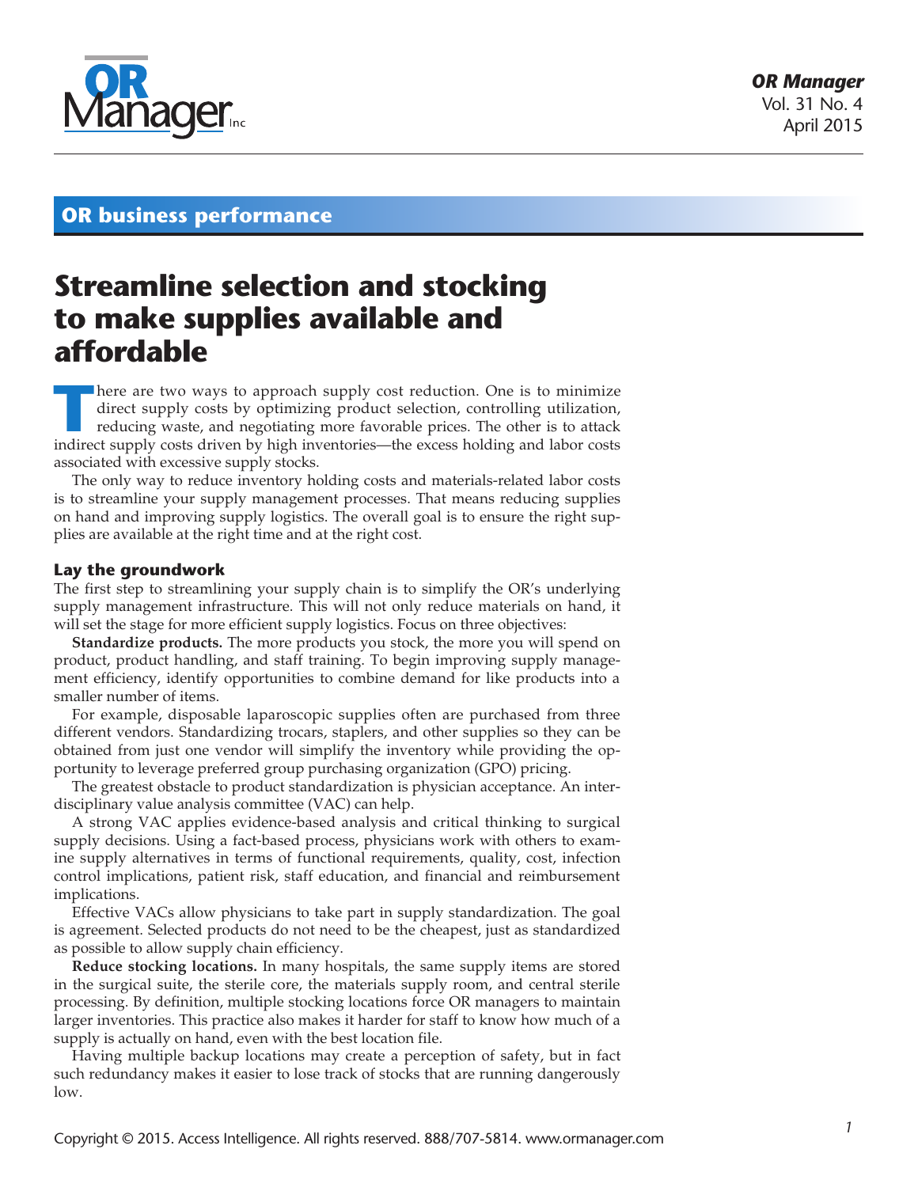## OR business performance

# Streamline selection and stocking to make supplies available and affordable

There are two ways to approach supply cost reduction. One is to minimize direct supply costs by optimizing product selection, controlling utilization, reducing waste, and negotiating more favorable prices. The other is to attack indirect supply costs driven by high inventories—the excess holding and labor costs associated with excessive supply stocks.

The only way to reduce inventory holding costs and materials-related labor costs is to streamline your supply management processes. That means reducing supplies on hand and improving supply logistics. The overall goal is to ensure the right supplies are available at the right time and at the right cost.

### Lay the groundwork

The first step to streamlining your supply chain is to simplify the OR's underlying supply management infrastructure. This will not only reduce materials on hand, it will set the stage for more efficient supply logistics. Focus on three objectives:

**Standardize products.** The more products you stock, the more you will spend on product, product handling, and staff training. To begin improving supply management efficiency, identify opportunities to combine demand for like products into a smaller number of items.

For example, disposable laparoscopic supplies often are purchased from three different vendors. Standardizing trocars, staplers, and other supplies so they can be obtained from just one vendor will simplify the inventory while providing the opportunity to leverage preferred group purchasing organization (GPO) pricing.

The greatest obstacle to product standardization is physician acceptance. An interdisciplinary value analysis committee (VAC) can help.

A strong VAC applies evidence-based analysis and critical thinking to surgical supply decisions. Using a fact-based process, physicians work with others to examine supply alternatives in terms of functional requirements, quality, cost, infection control implications, patient risk, staff education, and financial and reimbursement implications.

Effective VACs allow physicians to take part in supply standardization. The goal is agreement. Selected products do not need to be the cheapest, just as standardized as possible to allow supply chain efficiency.

**Reduce stocking locations.** In many hospitals, the same supply items are stored in the surgical suite, the sterile core, the materials supply room, and central sterile processing. By definition, multiple stocking locations force OR managers to maintain larger inventories. This practice also makes it harder for staff to know how much of a supply is actually on hand, even with the best location file.

Having multiple backup locations may create a perception of safety, but in fact such redundancy makes it easier to lose track of stocks that are running dangerously low.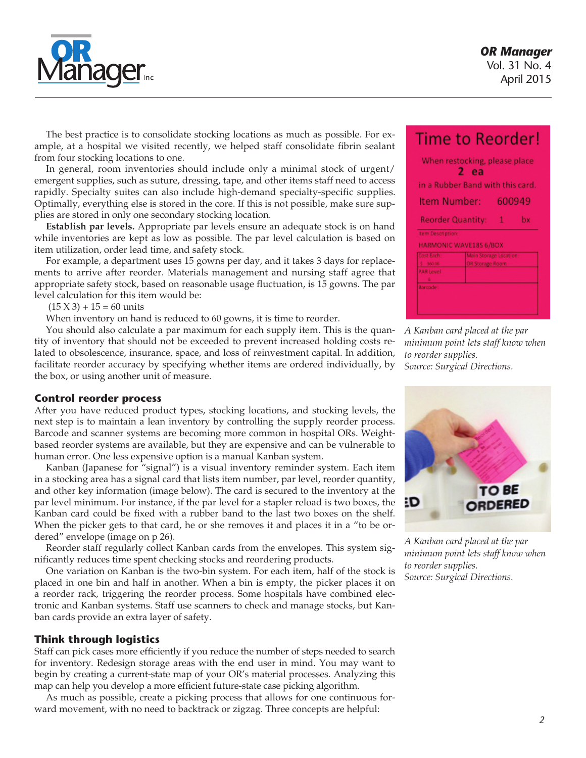The best practice is to consolidate stocking locations as much as possible. For example, at a hospital we visited recently, we helped staff consolidate fibrin sealant from four stocking locations to one.

In general, room inventories should include only a minimal stock of urgent/emergent supplies, such as suture, dressing, tape, and other items staff need to access rapidly. Specialty suites can also include high-demand specialty-specific supplies. Optimally, everything else is stored in the core. If this is not possible, make sure supplies are stored in only one secondary stocking location.

**Establish par levels.** Appropriate par levels ensure an adequate stock is on hand while inventories are kept as low as possible. The par level calculation is based on item utilization, order lead time, and safety stock.

For example, a department uses 15 gowns per day, and it takes 3 days for replacements to arrive after reorder. Materials management and nursing staff agree that appropriate safety stock, based on reasonable usage fluctuation, is 15 gowns. The par level calculation for this item would be:

$(15 \times 3) + 15 = 60$ units

When inventory on hand is reduced to 60 gowns, it is time to reorder.

You should also calculate a par maximum for each supply item. This is the quantity of inventory that should not be exceeded to prevent increased holding costs related to obsolescence, insurance, space, and loss of reinvestment capital. In addition, facilitate reorder accuracy by specifying whether items are ordered individually, by the box, or using another unit of measure.

## Control reorder process

After you have reduced product types, stocking locations, and stocking levels, the next step is to maintain a lean inventory by controlling the supply reorder process. Barcode and scanner systems are becoming more common in hospital ORs. Weight-based reorder systems are available, but they are expensive and can be vulnerable to human error. One less expensive option is a manual Kanban system.

Kanban (Japanese for "signal") is a visual inventory reminder system. Each item in a stocking area has a signal card that lists item number, par level, reorder quantity, and other key information (image below). The card is secured to the inventory at the par level minimum. For instance, if the par level for a stapler reload is two boxes, the Kanban card could be fixed with a rubber band to the last two boxes on the shelf. When the picker gets to that card, he or she removes it and places it in a "to be ordered" envelope (image on p 26).

Reorder staff regularly collect Kanban cards from the envelopes. This system significantly reduces time spent checking stocks and reordering products.

One variation on Kanban is the two-bin system. For each item, half of the stock is placed in one bin and half in another. When a bin is empty, the picker places it on a reorder rack, triggering the reorder process. Some hospitals have combined electronic and Kanban systems. Staff use scanners to check and manage stocks, but Kanban cards provide an extra layer of safety.

## Think through logistics

Staff can pick cases more efficiently if you reduce the number of steps needed to search for inventory. Redesign storage areas with the end user in mind. You may want to begin by creating a current-state map of your OR's material processes. Analyzing this map can help you develop a more efficient future-state case picking algorithm.

As much as possible, create a picking process that allows for one continuous forward movement, with no need to backtrack or zigzag. Three concepts are helpful:

Time to Reorder!

When restocking, please place 2 ea in a Rubber Band with this card.

Item Number: 600949

Reorder Quantity: 1 bx

Item Description: HARMONIC WAVE18S 6/BOX

*A Kanban card placed at the par minimum point lets staff know when to reorder supplies. Source: Surgical Directions.*

*A Kanban card placed at the par minimum point lets staff know when to reorder supplies. Source: Surgical Directions.*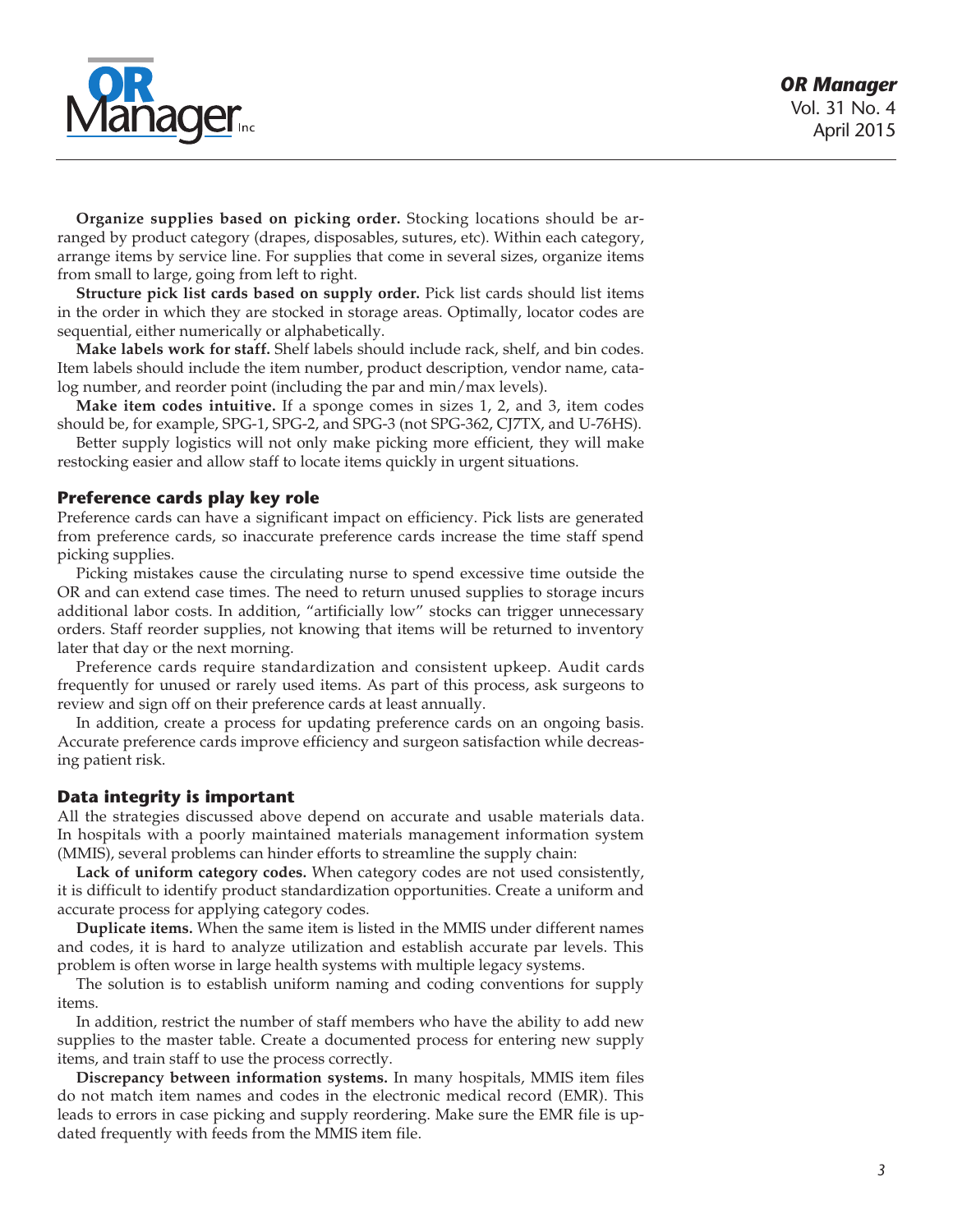**Organize supplies based on picking order.** Stocking locations should be arranged by product category (drapes, disposables, sutures, etc). Within each category, arrange items by service line. For supplies that come in several sizes, organize items from small to large, going from left to right.

**Structure pick list cards based on supply order.** Pick list cards should list items in the order in which they are stocked in storage areas. Optimally, locator codes are sequential, either numerically or alphabetically.

**Make labels work for staff.** Shelf labels should include rack, shelf, and bin codes. Item labels should include the item number, product description, vendor name, catalog number, and reorder point (including the par and min/max levels).

**Make item codes intuitive.** If a sponge comes in sizes 1, 2, and 3, item codes should be, for example, SPG-1, SPG-2, and SPG-3 (not SPG-362, CJ7TX, and U-76HS).

Better supply logistics will not only make picking more efficient, they will make restocking easier and allow staff to locate items quickly in urgent situations.

## Preference cards play key role

Preference cards can have a significant impact on efficiency. Pick lists are generated from preference cards, so inaccurate preference cards increase the time staff spend picking supplies.

Picking mistakes cause the circulating nurse to spend excessive time outside the OR and can extend case times. The need to return unused supplies to storage incurs additional labor costs. In addition, "artificially low" stocks can trigger unnecessary orders. Staff reorder supplies, not knowing that items will be returned to inventory later that day or the next morning.

Preference cards require standardization and consistent upkeep. Audit cards frequently for unused or rarely used items. As part of this process, ask surgeons to review and sign off on their preference cards at least annually.

In addition, create a process for updating preference cards on an ongoing basis. Accurate preference cards improve efficiency and surgeon satisfaction while decreasing patient risk.

## Data integrity is important

All the strategies discussed above depend on accurate and usable materials data. In hospitals with a poorly maintained materials management information system (MMIS), several problems can hinder efforts to streamline the supply chain:

**Lack of uniform category codes.** When category codes are not used consistently, it is difficult to identify product standardization opportunities. Create a uniform and accurate process for applying category codes.

**Duplicate items.** When the same item is listed in the MMIS under different names and codes, it is hard to analyze utilization and establish accurate par levels. This problem is often worse in large health systems with multiple legacy systems.

The solution is to establish uniform naming and coding conventions for supply items.

In addition, restrict the number of staff members who have the ability to add new supplies to the master table. Create a documented process for entering new supply items, and train staff to use the process correctly.

**Discrepancy between information systems.** In many hospitals, MMIS item files do not match item names and codes in the electronic medical record (EMR). This leads to errors in case picking and supply reordering. Make sure the EMR file is updated frequently with feeds from the MMIS item file.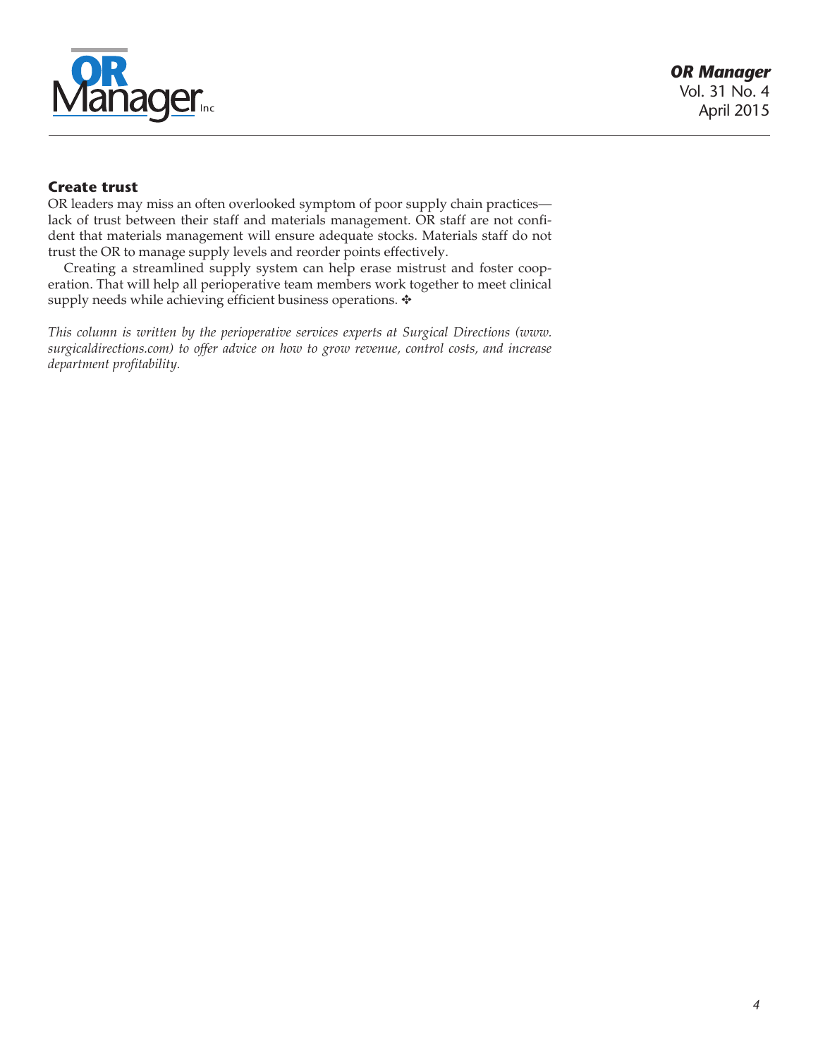### Create trust

OR leaders may miss an often overlooked symptom of poor supply chain practices—lack of trust between their staff and materials management. OR staff are not confident that materials management will ensure adequate stocks. Materials staff do not trust the OR to manage supply levels and reorder points effectively.

Creating a streamlined supply system can help erase mistrust and foster cooperation. That will help all perioperative team members work together to meet clinical supply needs while achieving efficient business operations. ✣

*This column is written by the perioperative services experts at Surgical Directions (www.surgicaldirections.com) to offer advice on how to grow revenue, control costs, and increase department profitability.*